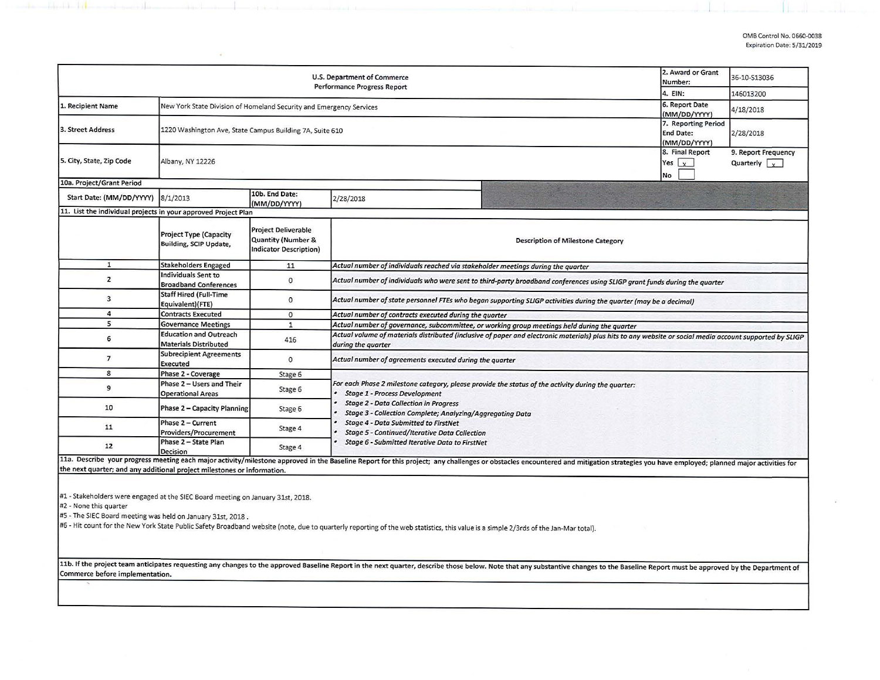OMB Control No. 0660-0038
Expiration Date: 5/31/2019

| U.S. Department of Commerce<br>Performance Progress Report | | | | 2. Award or Grant Number: | 36-10-S13036 |
|---|---|---|---|---|---|
| | | | | 4. EIN: | 146013200 |
| 1. Recipient Name | New York State Division of Homeland Security and Emergency Services | | | 6. Report Date (MM/DD/YYYY) | 4/18/2018 |
| 3. Street Address | 1220 Washington Ave, State Campus Building 7A, Suite 610 | | | 7. Reporting Period End Date: (MM/DD/YYYY) | 2/28/2018 |
| 5. City, State, Zip Code | Albany, NY 12226 | | | 8. Final Report<br>Yes [x]<br>No [ ] | 9. Report Frequency<br>Quarterly [x] |
| 10a. Project/Grant Period | | | | | |
| Start Date: (MM/DD/YYYY) | 8/1/2013 | 10b. End Date: (MM/DD/YYYY) | 2/28/2018 | | |

11. List the individual projects in your approved Project Plan

| | Project Type (Capacity Building, SCIP Update, | Project Deliverable Quantity (Number & Indicator Description) | Description of Milestone Category |
|---|---|---|---|
| 1 | Stakeholders Engaged | 11 | *Actual number of individuals reached via stakeholder meetings during the quarter* |
| 2 | Individuals Sent to Broadband Conferences | 0 | *Actual number of individuals who were sent to third-party broadband conferences using SLIGP grant funds during the quarter* |
| 3 | Staff Hired (Full-Time Equivalent)(FTE) | 0 | *Actual number of state personnel FTEs who began supporting SLIGP activities during the quarter (may be a decimal)* |
| 4 | Contracts Executed | 0 | *Actual number of contracts executed during the quarter* |
| 5 | Governance Meetings | 1 | *Actual number of governance, subcommittee, or working group meetings held during the quarter* |
| 6 | Education and Outreach Materials Distributed | 416 | *Actual volume of materials distributed (inclusive of paper and electronic materials) plus hits to any website or social media account supported by SLIGP during the quarter* |
| 7 | Subrecipient Agreements Executed | 0 | *Actual number of agreements executed during the quarter* |
| 8 | Phase 2 - Coverage | Stage 6 | *For each Phase 2 milestone category, please provide the status of the activity during the quarter:*<br>• *Stage 1 - Process Development*<br>• *Stage 2 - Data Collection in Progress*<br>• *Stage 3 - Collection Complete; Analyzing/Aggregating Data*<br>• *Stage 4 - Data Submitted to FirstNet*<br>• *Stage 5 - Continued/Iterative Data Collection*<br>• *Stage 6 - Submitted Iterative Data to FirstNet* |
| 9 | Phase 2 – Users and Their Operational Areas | Stage 6 | |
| 10 | Phase 2 – Capacity Planning | Stage 6 | |
| 11 | Phase 2 – Current Providers/Procurement | Stage 4 | |
| 12 | Phase 2 – State Plan Decision | Stage 4 | |

11a. Describe your progress meeting each major activity/milestone approved in the Baseline Report for this project; any challenges or obstacles encountered and mitigation strategies you have employed; planned major activities for the next quarter; and any additional project milestones or information.

#1 - Stakeholders were engaged at the SIEC Board meeting on January 31st, 2018.
#2 - None this quarter
#5 - The SIEC Board meeting was held on January 31st, 2018 .
#6 - Hit count for the New York State Public Safety Broadband website (note, due to quarterly reporting of the web statistics, this value is a simple 2/3rds of the Jan-Mar total).

11b. If the project team anticipates requesting any changes to the approved Baseline Report in the next quarter, describe those below. Note that any substantive changes to the Baseline Report must be approved by the Department of Commerce before implementation.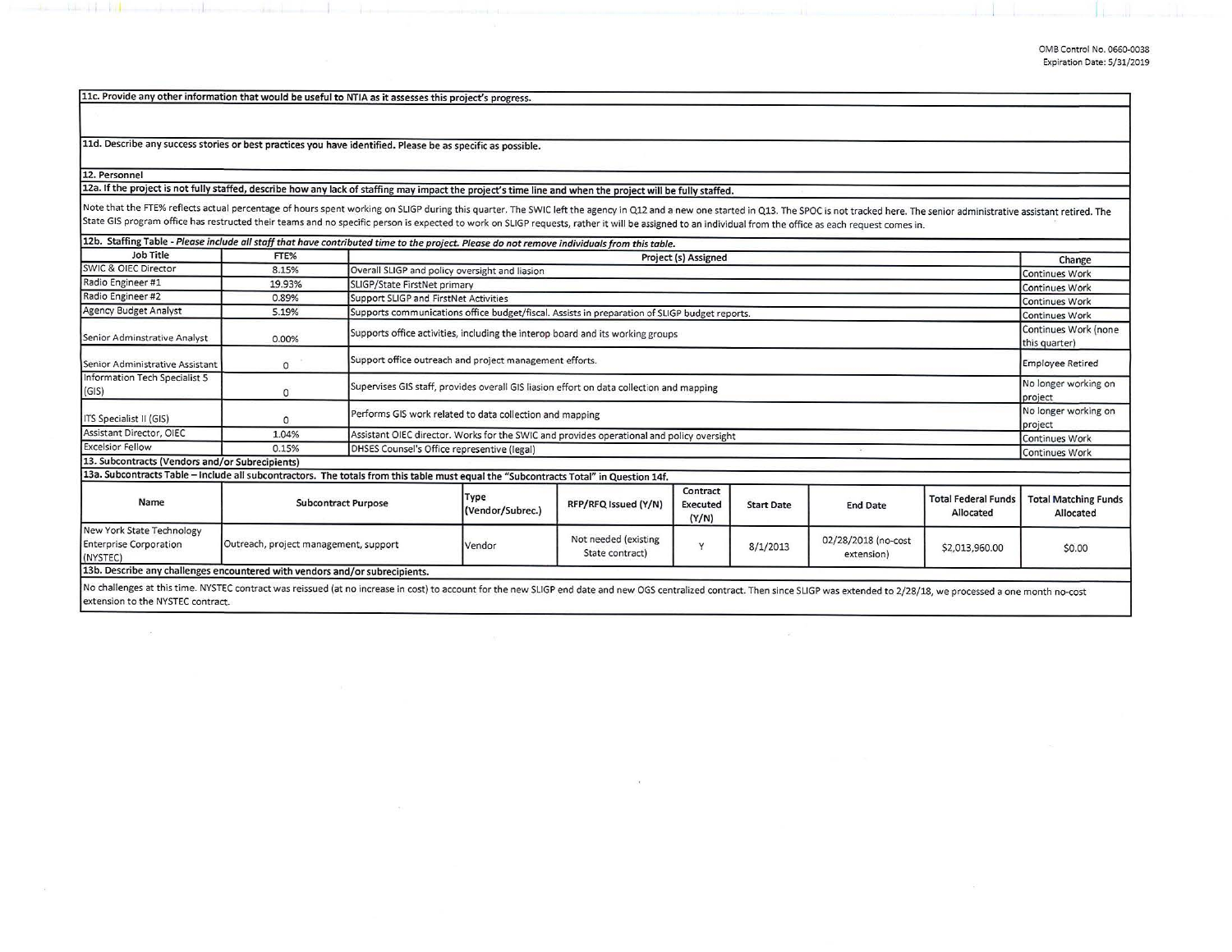**11c. Provide any other information that would be useful to NTIA as it assesses this project's progress.**

**11d. Describe any success stories or best practices you have identified. Please be as specific as possible.**

**12. Personnel**

**12a. If the project is not fully staffed, describe how any lack of staffing may impact the project's time line and when the project will be fully staffed.**

Note that the FTE% reflects actual percentage of hours spent working on SLIGP during this quarter. The SWIC left the agency in Q12 and a new one started in Q13. The SPOC is not tracked here. The senior administrative assistant retired. The State GIS program office has restructed their teams and no specific person is expected to work on SLIGP requests, rather it will be assigned to an individual from the office as each request comes in.

**12b. Staffing Table** - *Please include all staff that have contributed time to the project. Please do not remove individuals from this table.*

| Job Title | FTE% | Project (s) Assigned | Change |
|---|---|---|---|
| SWIC & OIEC Director | 8.15% | Overall SLIGP and policy oversight and liasion | Continues Work |
| Radio Engineer #1 | 19.93% | SLIGP/State FirstNet primary | Continues Work |
| Radio Engineer #2 | 0.89% | Support SLIGP and FirstNet Activities | Continues Work |
| Agency Budget Analyst | 5.19% | Supports communications office budget/fiscal. Assists in preparation of SLIGP budget reports. | Continues Work |
| Senior Adminstrative Analyst | 0.00% | Supports office activities, including the interop board and its working groups | Continues Work (none this quarter) |
| Senior Administrative Assistant | 0 | Support office outreach and project management efforts. | Employee Retired |
| Information Tech Specialist 5 (GIS) | 0 | Supervises GIS staff, provides overall GIS liasion effort on data collection and mapping | No longer working on project |
| ITS Specialist II (GIS) | 0 | Performs GIS work related to data collection and mapping | No longer working on project |
| Assistant Director, OIEC | 1.04% | Assistant OIEC director. Works for the SWIC and provides operational and policy oversight | Continues Work |
| Excelsior Fellow | 0.15% | DHSES Counsel's Office representive (legal) | Continues Work |

**13. Subcontracts (Vendors and/or Subrecipients)**

**13a. Subcontracts Table – Include all subcontractors. The totals from this table must equal the "Subcontracts Total" in Question 14f.**

| Name | Subcontract Purpose | Type (Vendor/Subrec.) | RFP/RFQ Issued (Y/N) | Contract Executed (Y/N) | Start Date | End Date | Total Federal Funds Allocated | Total Matching Funds Allocated |
|---|---|---|---|---|---|---|---|---|
| New York State Technology Enterprise Corporation (NYSTEC) | Outreach, project management, support | Vendor | Not needed (existing State contract) | Y | 8/1/2013 | 02/28/2018 (no-cost extension) | $2,013,960.00 | $0.00 |

**13b. Describe any challenges encountered with vendors and/or subrecipients.**

No challenges at this time. NYSTEC contract was reissued (at no increase in cost) to account for the new SLIGP end date and new OGS centralized contract. Then since SLIGP was extended to 2/28/18, we processed a one month no-cost extension to the NYSTEC contract.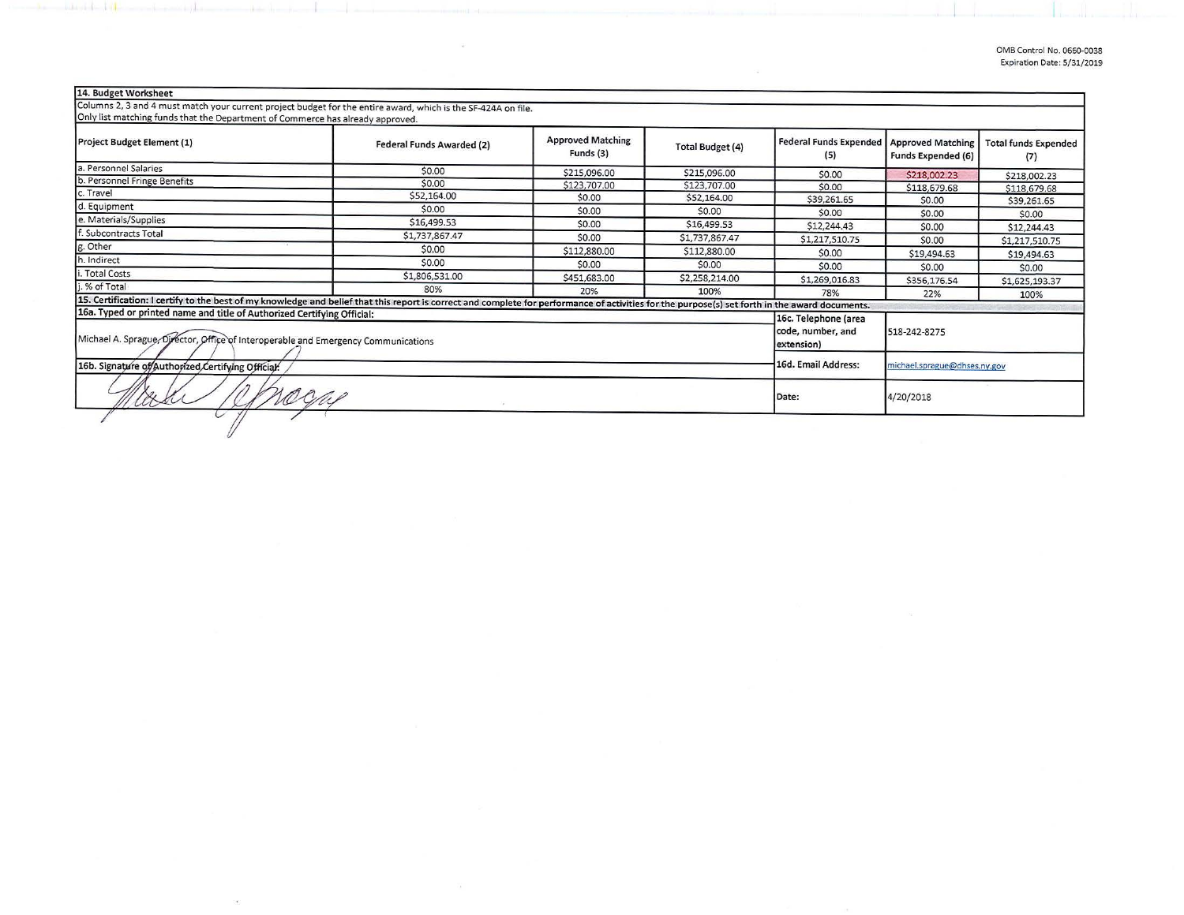OMB Control No. 0660-0038
Expiration Date: 5/31/2019

**14. Budget Worksheet**

Columns 2, 3 and 4 must match your current project budget for the entire award, which is the SF-424A on file.
Only list matching funds that the Department of Commerce has already approved.

| Project Budget Element (1) | Federal Funds Awarded (2) | Approved Matching Funds (3) | Total Budget (4) | Federal Funds Expended (5) | Approved Matching Funds Expended (6) | Total funds Expended (7) |
|---|---|---|---|---|---|---|
| a. Personnel Salaries | $0.00 | $215,096.00 | $215,096.00 | $0.00 | $218,002.23 | $218,002.23 |
| b. Personnel Fringe Benefits | $0.00 | $123,707.00 | $123,707.00 | $0.00 | $118,679.68 | $118,679.68 |
| c. Travel | $52,164.00 | $0.00 | $52,164.00 | $39,261.65 | $0.00 | $39,261.65 |
| d. Equipment | $0.00 | $0.00 | $0.00 | $0.00 | $0.00 | $0.00 |
| e. Materials/Supplies | $16,499.53 | $0.00 | $16,499.53 | $12,244.43 | $0.00 | $12,244.43 |
| f. Subcontracts Total | $1,737,867.47 | $0.00 | $1,737,867.47 | $1,217,510.75 | $0.00 | $1,217,510.75 |
| g. Other | $0.00 | $112,880.00 | $112,880.00 | $0.00 | $19,494.63 | $19,494.63 |
| h. Indirect | $0.00 | $0.00 | $0.00 | $0.00 | $0.00 | $0.00 |
| i. Total Costs | $1,806,531.00 | $451,683.00 | $2,258,214.00 | $1,269,016.83 | $356,176.54 | $1,625,193.37 |
| j. % of Total | 80% | 20% | 100% | 78% | 22% | 100% |

**15. Certification:** I certify to the best of my knowledge and belief that this report is correct and complete for performance of activities for the purpose(s) set forth in the award documents.

| | | | |
|---|---|---|---|
| **16a. Typed or printed name and title of Authorized Certifying Official:** Michael A. Sprague, Director, Office of Interoperable and Emergency Communications | | 16c. Telephone (area code, number, and extension) | 518-242-8275 |
| **16b. Signature of Authorized Certifying Official:** | | 16d. Email Address: | michael.sprague@dhses.ny.gov |
| | | Date: | 4/20/2018 |